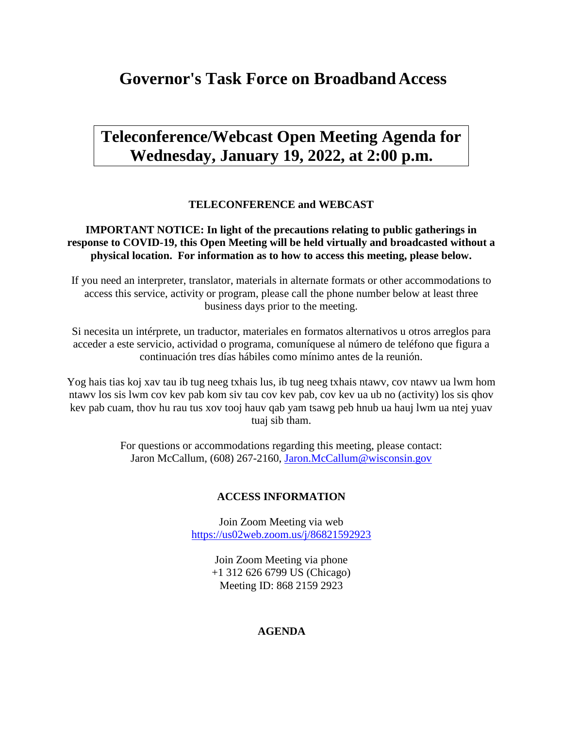# Governor's Task Force on Broadband Access

## Teleconference/Webcast Open Meeting Agenda for Wednesday, January 19, 2022, at 2:00 p.m.

**TELECONFERENCE and WEBCAST**

**IMPORTANT NOTICE: In light of the precautions relating to public gatherings in response to COVID-19, this Open Meeting will be held virtually and broadcasted without a physical location. For information as to how to access this meeting, please below.**

If you need an interpreter, translator, materials in alternate formats or other accommodations to access this service, activity or program, please call the phone number below at least three business days prior to the meeting.

Si necesita un intérprete, un traductor, materiales en formatos alternativos u otros arreglos para acceder a este servicio, actividad o programa, comuníquese al número de teléfono que figura a continuación tres días hábiles como mínimo antes de la reunión.

Yog hais tias koj xav tau ib tug neeg txhais lus, ib tug neeg txhais ntawv, cov ntawv ua lwm hom ntawv los sis lwm cov kev pab kom siv tau cov kev pab, cov kev ua ub no (activity) los sis qhov kev pab cuam, thov hu rau tus xov tooj hauv qab yam tsawg peb hnub ua hauj lwm ua ntej yuav tuaj sib tham.

For questions or accommodations regarding this meeting, please contact:
Jaron McCallum, (608) 267-2160, Jaron.McCallum@wisconsin.gov

**ACCESS INFORMATION**

Join Zoom Meeting via web
https://us02web.zoom.us/j/86821592923

Join Zoom Meeting via phone
+1 312 626 6799 US (Chicago)
Meeting ID: 868 2159 2923

**AGENDA**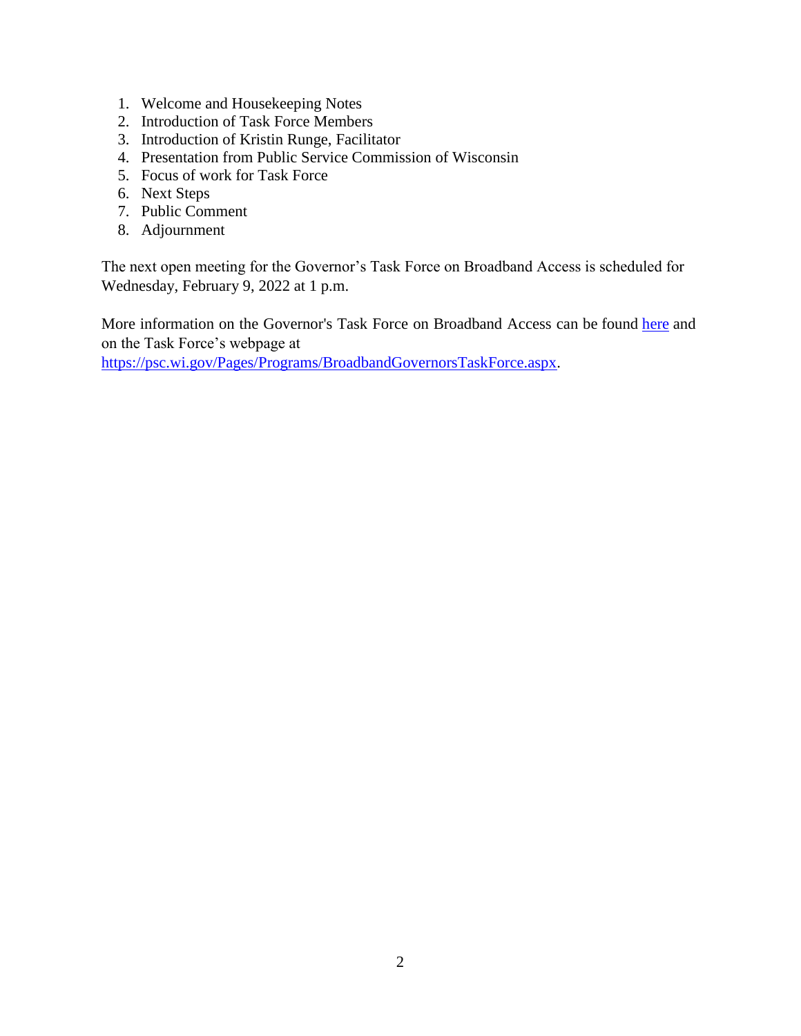1. Welcome and Housekeeping Notes
2. Introduction of Task Force Members
3. Introduction of Kristin Runge, Facilitator
4. Presentation from Public Service Commission of Wisconsin
5. Focus of work for Task Force
6. Next Steps
7. Public Comment
8. Adjournment

The next open meeting for the Governor's Task Force on Broadband Access is scheduled for Wednesday, February 9, 2022 at 1 p.m.

More information on the Governor's Task Force on Broadband Access can be found here and on the Task Force's webpage at https://psc.wi.gov/Pages/Programs/BroadbandGovernorsTaskForce.aspx.